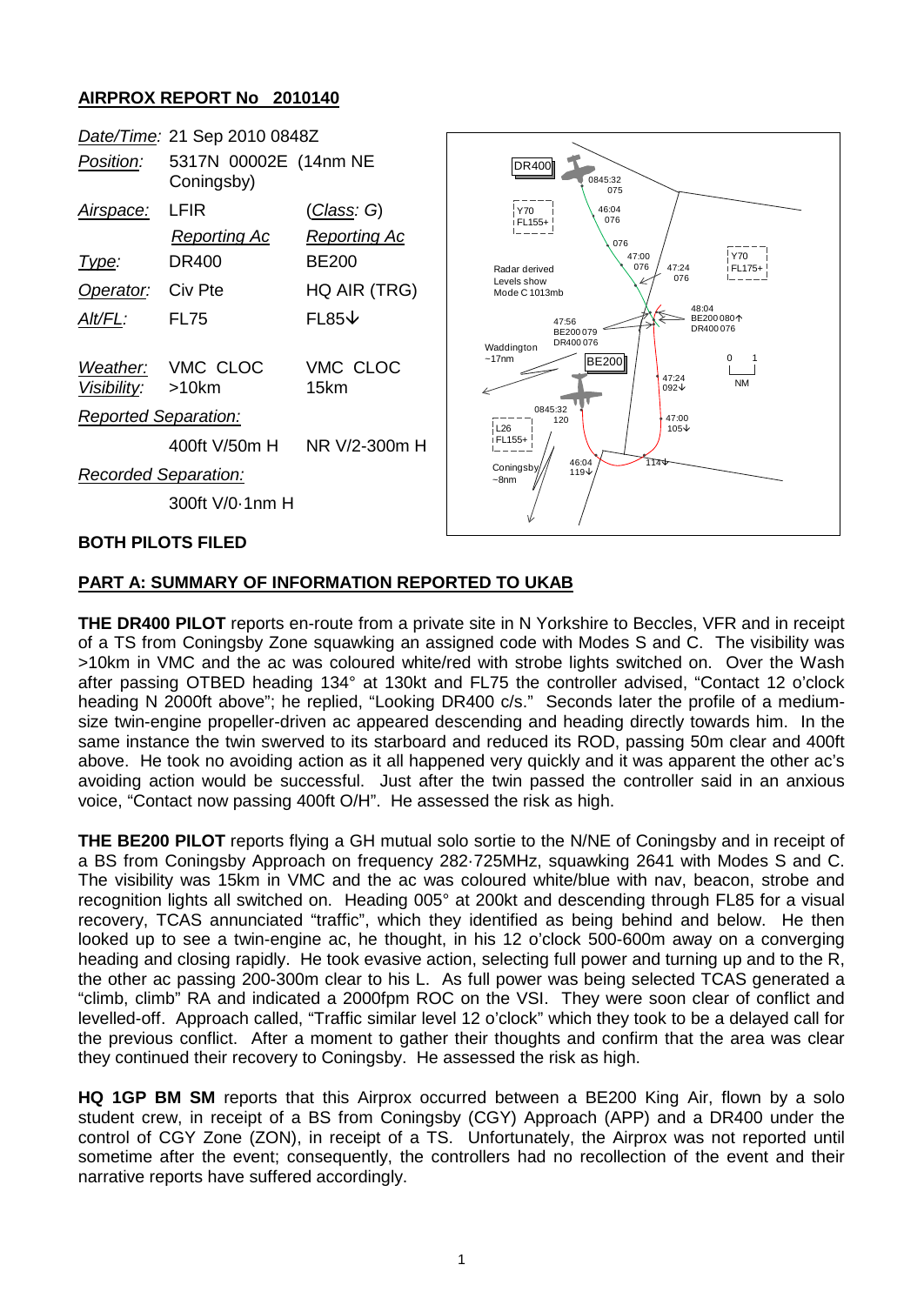**AIRPROX REPORT No 2010140**

| *Date/Time:* | 21 Sep 2010 0848Z | |
|---|---|---|
| *Position:* | 5317N 00002E (14nm NE Coningsby) | |
| *Airspace:* | LFIR | (*Class: G*) |
| | *Reporting Ac* | *Reporting Ac* |
| *Type:* | DR400 | BE200 |
| *Operator:* | Civ Pte | HQ AIR (TRG) |
| *Alt/FL:* | FL75 | FL85↓ |
| *Weather:* | VMC CLOC | VMC CLOC |
| *Visibility:* | >10km | 15km |
| *Reported Separation:* | | |
| | 400ft V/50m H | NR V/2-300m H |
| *Recorded Separation:* | | |
| | 300ft V/0·1nm H | |

**BOTH PILOTS FILED**

## PART A: SUMMARY OF INFORMATION REPORTED TO UKAB

**THE DR400 PILOT** reports en-route from a private site in N Yorkshire to Beccles, VFR and in receipt of a TS from Coningsby Zone squawking an assigned code with Modes S and C. The visibility was >10km in VMC and the ac was coloured white/red with strobe lights switched on. Over the Wash after passing OTBED heading 134° at 130kt and FL75 the controller advised, "Contact 12 o'clock heading N 2000ft above"; he replied, "Looking DR400 c/s." Seconds later the profile of a medium-size twin-engine propeller-driven ac appeared descending and heading directly towards him. In the same instance the twin swerved to its starboard and reduced its ROD, passing 50m clear and 400ft above. He took no avoiding action as it all happened very quickly and it was apparent the other ac's avoiding action would be successful. Just after the twin passed the controller said in an anxious voice, "Contact now passing 400ft O/H". He assessed the risk as high.

**THE BE200 PILOT** reports flying a GH mutual solo sortie to the N/NE of Coningsby and in receipt of a BS from Coningsby Approach on frequency 282·725MHz, squawking 2641 with Modes S and C. The visibility was 15km in VMC and the ac was coloured white/blue with nav, beacon, strobe and recognition lights all switched on. Heading 005° at 200kt and descending through FL85 for a visual recovery, TCAS annunciated "traffic", which they identified as being behind and below. He then looked up to see a twin-engine ac, he thought, in his 12 o'clock 500-600m away on a converging heading and closing rapidly. He took evasive action, selecting full power and turning up and to the R, the other ac passing 200-300m clear to his L. As full power was being selected TCAS generated a "climb, climb" RA and indicated a 2000fpm ROC on the VSI. They were soon clear of conflict and levelled-off. Approach called, "Traffic similar level 12 o'clock" which they took to be a delayed call for the previous conflict. After a moment to gather their thoughts and confirm that the area was clear they continued their recovery to Coningsby. He assessed the risk as high.

**HQ 1GP BM SM** reports that this Airprox occurred between a BE200 King Air, flown by a solo student crew, in receipt of a BS from Coningsby (CGY) Approach (APP) and a DR400 under the control of CGY Zone (ZON), in receipt of a TS. Unfortunately, the Airprox was not reported until sometime after the event; consequently, the controllers had no recollection of the event and their narrative reports have suffered accordingly.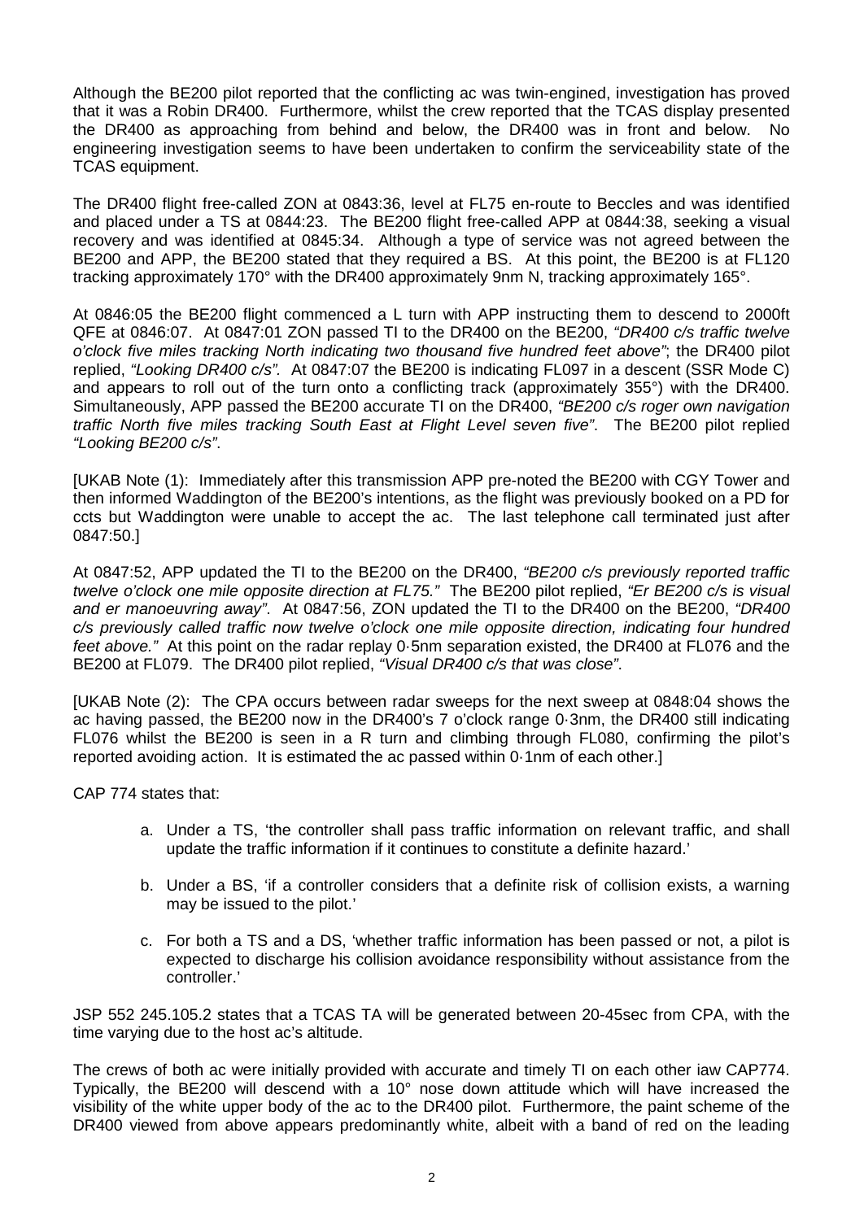Although the BE200 pilot reported that the conflicting ac was twin-engined, investigation has proved that it was a Robin DR400. Furthermore, whilst the crew reported that the TCAS display presented the DR400 as approaching from behind and below, the DR400 was in front and below. No engineering investigation seems to have been undertaken to confirm the serviceability state of the TCAS equipment.

The DR400 flight free-called ZON at 0843:36, level at FL75 en-route to Beccles and was identified and placed under a TS at 0844:23. The BE200 flight free-called APP at 0844:38, seeking a visual recovery and was identified at 0845:34. Although a type of service was not agreed between the BE200 and APP, the BE200 stated that they required a BS. At this point, the BE200 is at FL120 tracking approximately 170° with the DR400 approximately 9nm N, tracking approximately 165°.

At 0846:05 the BE200 flight commenced a L turn with APP instructing them to descend to 2000ft QFE at 0846:07. At 0847:01 ZON passed TI to the DR400 on the BE200, *"DR400 c/s traffic twelve o'clock five miles tracking North indicating two thousand five hundred feet above"*; the DR400 pilot replied, *"Looking DR400 c/s".* At 0847:07 the BE200 is indicating FL097 in a descent (SSR Mode C) and appears to roll out of the turn onto a conflicting track (approximately 355°) with the DR400. Simultaneously, APP passed the BE200 accurate TI on the DR400, *"BE200 c/s roger own navigation traffic North five miles tracking South East at Flight Level seven five"*. The BE200 pilot replied *"Looking BE200 c/s"*.

[UKAB Note (1): Immediately after this transmission APP pre-noted the BE200 with CGY Tower and then informed Waddington of the BE200's intentions, as the flight was previously booked on a PD for ccts but Waddington were unable to accept the ac. The last telephone call terminated just after 0847:50.]

At 0847:52, APP updated the TI to the BE200 on the DR400, *"BE200 c/s previously reported traffic twelve o'clock one mile opposite direction at FL75."* The BE200 pilot replied, *"Er BE200 c/s is visual and er manoeuvring away"*. At 0847:56, ZON updated the TI to the DR400 on the BE200, *"DR400 c/s previously called traffic now twelve o'clock one mile opposite direction, indicating four hundred feet above."* At this point on the radar replay 0·5nm separation existed, the DR400 at FL076 and the BE200 at FL079. The DR400 pilot replied, *"Visual DR400 c/s that was close"*.

[UKAB Note (2): The CPA occurs between radar sweeps for the next sweep at 0848:04 shows the ac having passed, the BE200 now in the DR400's 7 o'clock range 0·3nm, the DR400 still indicating FL076 whilst the BE200 is seen in a R turn and climbing through FL080, confirming the pilot's reported avoiding action. It is estimated the ac passed within 0·1nm of each other.]

CAP 774 states that:

a. Under a TS, 'the controller shall pass traffic information on relevant traffic, and shall update the traffic information if it continues to constitute a definite hazard.'

b. Under a BS, 'if a controller considers that a definite risk of collision exists, a warning may be issued to the pilot.'

c. For both a TS and a DS, 'whether traffic information has been passed or not, a pilot is expected to discharge his collision avoidance responsibility without assistance from the controller.'

JSP 552 245.105.2 states that a TCAS TA will be generated between 20-45sec from CPA, with the time varying due to the host ac's altitude.

The crews of both ac were initially provided with accurate and timely TI on each other iaw CAP774. Typically, the BE200 will descend with a 10° nose down attitude which will have increased the visibility of the white upper body of the ac to the DR400 pilot. Furthermore, the paint scheme of the DR400 viewed from above appears predominantly white, albeit with a band of red on the leading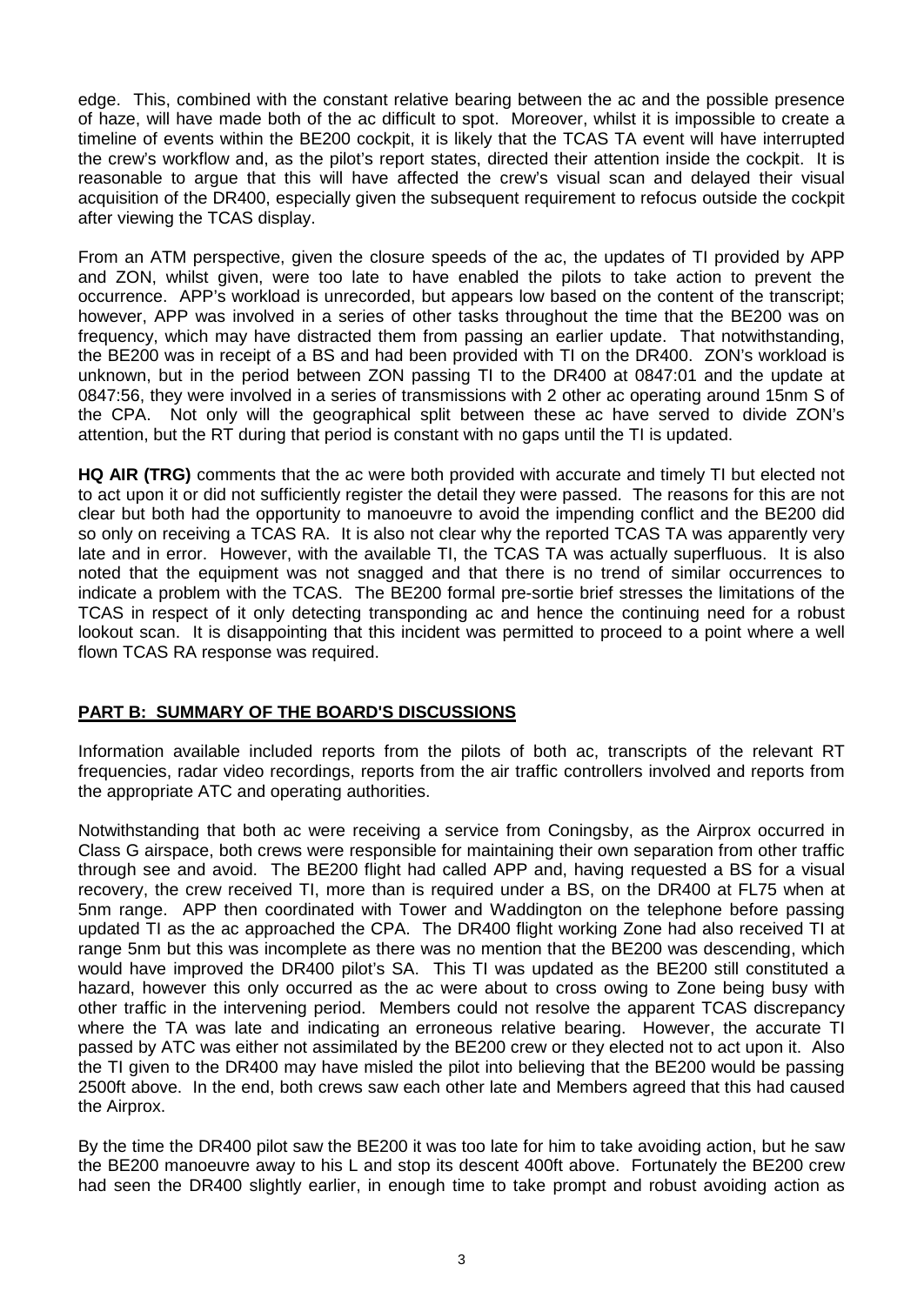edge. This, combined with the constant relative bearing between the ac and the possible presence of haze, will have made both of the ac difficult to spot. Moreover, whilst it is impossible to create a timeline of events within the BE200 cockpit, it is likely that the TCAS TA event will have interrupted the crew's workflow and, as the pilot's report states, directed their attention inside the cockpit. It is reasonable to argue that this will have affected the crew's visual scan and delayed their visual acquisition of the DR400, especially given the subsequent requirement to refocus outside the cockpit after viewing the TCAS display.

From an ATM perspective, given the closure speeds of the ac, the updates of TI provided by APP and ZON, whilst given, were too late to have enabled the pilots to take action to prevent the occurrence. APP's workload is unrecorded, but appears low based on the content of the transcript; however, APP was involved in a series of other tasks throughout the time that the BE200 was on frequency, which may have distracted them from passing an earlier update. That notwithstanding, the BE200 was in receipt of a BS and had been provided with TI on the DR400. ZON's workload is unknown, but in the period between ZON passing TI to the DR400 at 0847:01 and the update at 0847:56, they were involved in a series of transmissions with 2 other ac operating around 15nm S of the CPA. Not only will the geographical split between these ac have served to divide ZON's attention, but the RT during that period is constant with no gaps until the TI is updated.

**HQ AIR (TRG)** comments that the ac were both provided with accurate and timely TI but elected not to act upon it or did not sufficiently register the detail they were passed. The reasons for this are not clear but both had the opportunity to manoeuvre to avoid the impending conflict and the BE200 did so only on receiving a TCAS RA. It is also not clear why the reported TCAS TA was apparently very late and in error. However, with the available TI, the TCAS TA was actually superfluous. It is also noted that the equipment was not snagged and that there is no trend of similar occurrences to indicate a problem with the TCAS. The BE200 formal pre-sortie brief stresses the limitations of the TCAS in respect of it only detecting transponding ac and hence the continuing need for a robust lookout scan. It is disappointing that this incident was permitted to proceed to a point where a well flown TCAS RA response was required.

## PART B: SUMMARY OF THE BOARD'S DISCUSSIONS

Information available included reports from the pilots of both ac, transcripts of the relevant RT frequencies, radar video recordings, reports from the air traffic controllers involved and reports from the appropriate ATC and operating authorities.

Notwithstanding that both ac were receiving a service from Coningsby, as the Airprox occurred in Class G airspace, both crews were responsible for maintaining their own separation from other traffic through see and avoid. The BE200 flight had called APP and, having requested a BS for a visual recovery, the crew received TI, more than is required under a BS, on the DR400 at FL75 when at 5nm range. APP then coordinated with Tower and Waddington on the telephone before passing updated TI as the ac approached the CPA. The DR400 flight working Zone had also received TI at range 5nm but this was incomplete as there was no mention that the BE200 was descending, which would have improved the DR400 pilot's SA. This TI was updated as the BE200 still constituted a hazard, however this only occurred as the ac were about to cross owing to Zone being busy with other traffic in the intervening period. Members could not resolve the apparent TCAS discrepancy where the TA was late and indicating an erroneous relative bearing. However, the accurate TI passed by ATC was either not assimilated by the BE200 crew or they elected not to act upon it. Also the TI given to the DR400 may have misled the pilot into believing that the BE200 would be passing 2500ft above. In the end, both crews saw each other late and Members agreed that this had caused the Airprox.

By the time the DR400 pilot saw the BE200 it was too late for him to take avoiding action, but he saw the BE200 manoeuvre away to his L and stop its descent 400ft above. Fortunately the BE200 crew had seen the DR400 slightly earlier, in enough time to take prompt and robust avoiding action as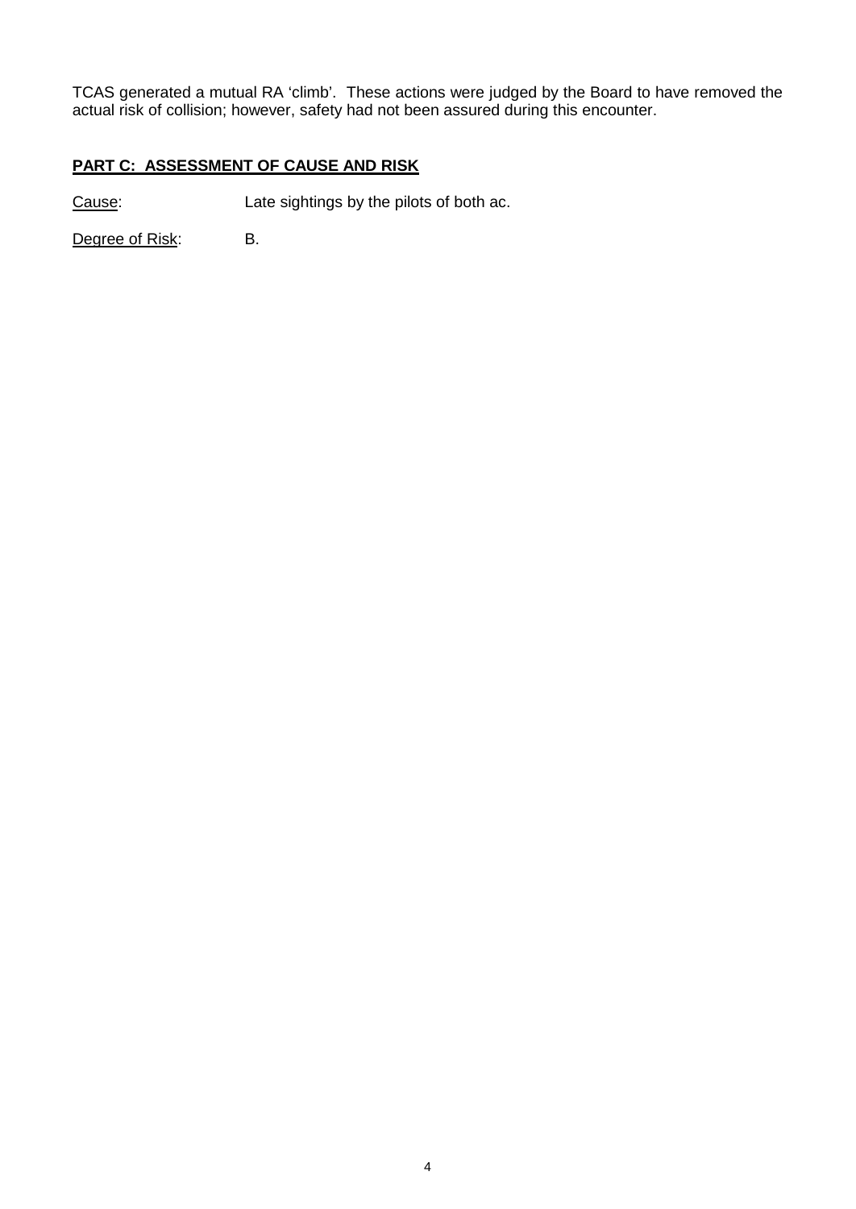TCAS generated a mutual RA 'climb'. These actions were judged by the Board to have removed the actual risk of collision; however, safety had not been assured during this encounter.

## **PART C: ASSESSMENT OF CAUSE AND RISK**

Cause: Late sightings by the pilots of both ac.

Degree of Risk: B.